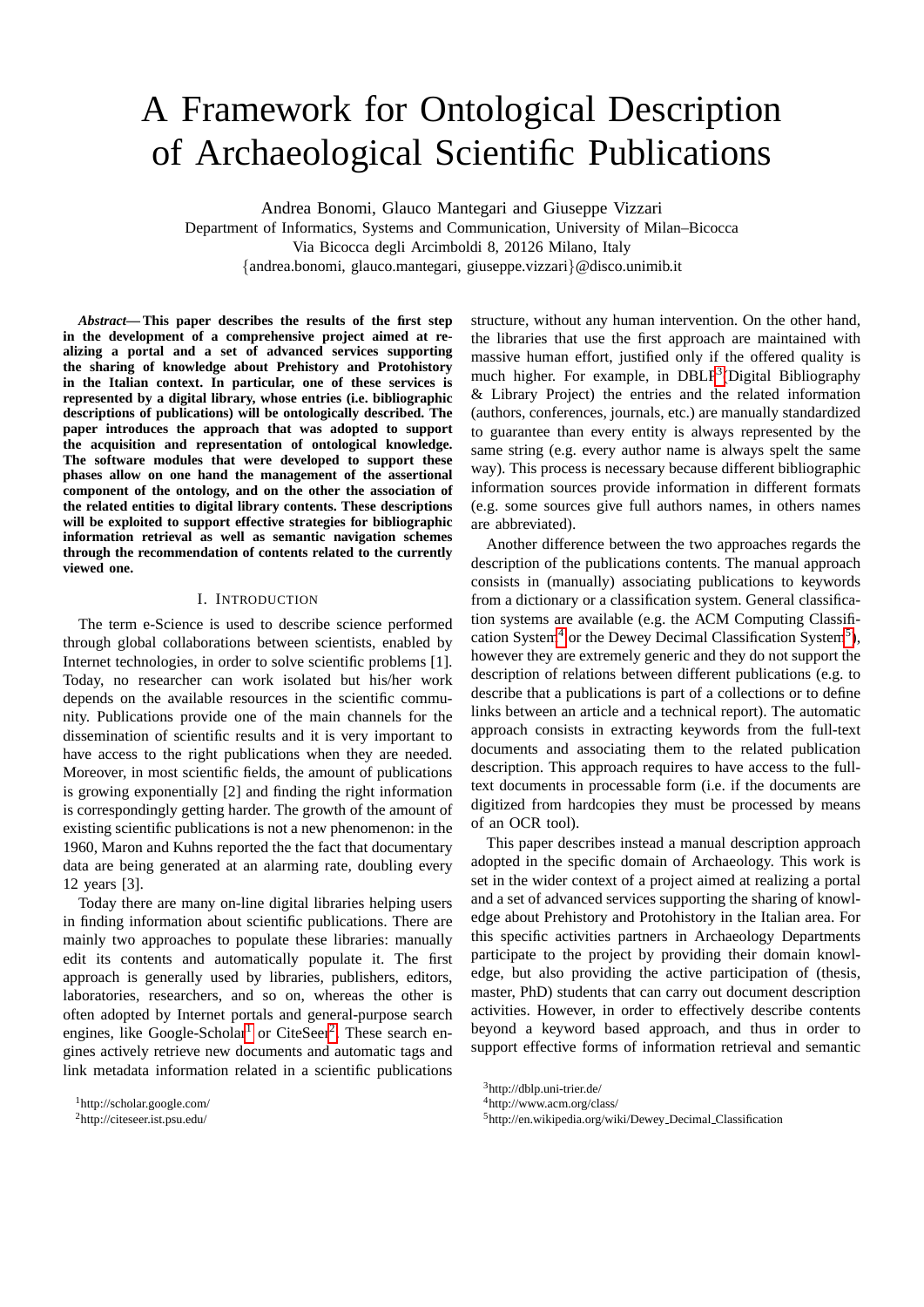# A Framework for Ontological Description of Archaeological Scientific Publications

Andrea Bonomi, Glauco Mantegari and Giuseppe Vizzari
Department of Informatics, Systems and Communication, University of Milan–Bicocca
Via Bicocca degli Arcimboldi 8, 20126 Milano, Italy
{andrea.bonomi, glauco.mantegari, giuseppe.vizzari}@disco.unimib.it

***Abstract*— This paper describes the results of the first step in the development of a comprehensive project aimed at realizing a portal and a set of advanced services supporting the sharing of knowledge about Prehistory and Protohistory in the Italian context. In particular, one of these services is represented by a digital library, whose entries (i.e. bibliographic descriptions of publications) will be ontologically described. The paper introduces the approach that was adopted to support the acquisition and representation of ontological knowledge. The software modules that were developed to support these phases allow on one hand the management of the assertional component of the ontology, and on the other the association of the related entities to digital library contents. These descriptions will be exploited to support effective strategies for bibliographic information retrieval as well as semantic navigation schemes through the recommendation of contents related to the currently viewed one.**

## I. Introduction

The term e-Science is used to describe science performed through global collaborations between scientists, enabled by Internet technologies, in order to solve scientific problems [1]. Today, no researcher can work isolated but his/her work depends on the available resources in the scientific community. Publications provide one of the main channels for the dissemination of scientific results and it is very important to have access to the right publications when they are needed. Moreover, in most scientific fields, the amount of publications is growing exponentially [2] and finding the right information is correspondingly getting harder. The growth of the amount of existing scientific publications is not a new phenomenon: in the 1960, Maron and Kuhns reported the the fact that documentary data are being generated at an alarming rate, doubling every 12 years [3].

Today there are many on-line digital libraries helping users in finding information about scientific publications. There are mainly two approaches to populate these libraries: manually edit its contents and automatically populate it. The first approach is generally used by libraries, publishers, editors, laboratories, researchers, and so on, whereas the other is often adopted by Internet portals and general-purpose search engines, like Google-Scholar[1] or CiteSeer[2]. These search engines actively retrieve new documents and automatic tags and link metadata information related in a scientific publications structure, without any human intervention. On the other hand, the libraries that use the first approach are maintained with massive human effort, justified only if the offered quality is much higher. For example, in DBLP[3] (Digital Bibliography & Library Project) the entries and the related information (authors, conferences, journals, etc.) are manually standardized to guarantee than every entity is always represented by the same string (e.g. every author name is always spelt the same way). This process is necessary because different bibliographic information sources provide information in different formats (e.g. some sources give full authors names, in others names are abbreviated).

Another difference between the two approaches regards the description of the publications contents. The manual approach consists in (manually) associating publications to keywords from a dictionary or a classification system. General classification systems are available (e.g. the ACM Computing Classification System[4] or the Dewey Decimal Classification System[5]), however they are extremely generic and they do not support the description of relations between different publications (e.g. to describe that a publications is part of a collections or to define links between an article and a technical report). The automatic approach consists in extracting keywords from the full-text documents and associating them to the related publication description. This approach requires to have access to the full-text documents in processable form (i.e. if the documents are digitized from hardcopies they must be processed by means of an OCR tool).

This paper describes instead a manual description approach adopted in the specific domain of Archaeology. This work is set in the wider context of a project aimed at realizing a portal and a set of advanced services supporting the sharing of knowledge about Prehistory and Protohistory in the Italian area. For this specific activities partners in Archaeology Departments participate to the project by providing their domain knowledge, but also providing the active participation of (thesis, master, PhD) students that can carry out document description activities. However, in order to effectively describe contents beyond a keyword based approach, and thus in order to support effective forms of information retrieval and semantic

[1] http://scholar.google.com/

[2] http://citeseer.ist.psu.edu/

[3] http://dblp.uni-trier.de/

[4] http://www.acm.org/class/

[5] http://en.wikipedia.org/wiki/Dewey_Decimal_Classification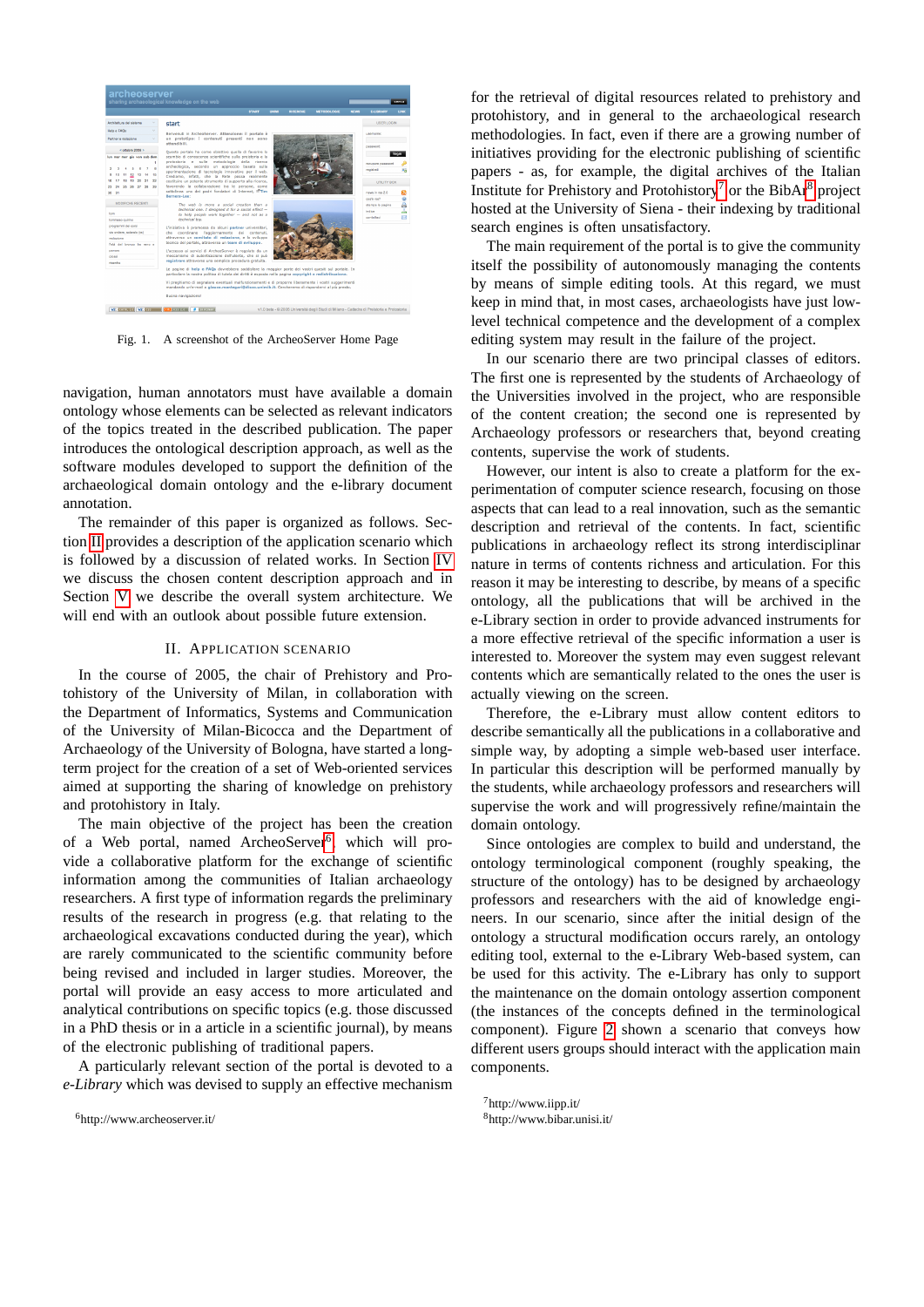Fig. 1. A screenshot of the ArcheoServer Home Page

navigation, human annotators must have available a domain ontology whose elements can be selected as relevant indicators of the topics treated in the described publication. The paper introduces the ontological description approach, as well as the software modules developed to support the definition of the archaeological domain ontology and the e-library document annotation.

The remainder of this paper is organized as follows. Section II provides a description of the application scenario which is followed by a discussion of related works. In Section IV we discuss the chosen content description approach and in Section V we describe the overall system architecture. We will end with an outlook about possible future extension.

## II. Application Scenario

In the course of 2005, the chair of Prehistory and Protohistory of the University of Milan, in collaboration with the Department of Informatics, Systems and Communication of the University of Milan-Bicocca and the Department of Archaeology of the University of Bologna, have started a long-term project for the creation of a set of Web-oriented services aimed at supporting the sharing of knowledge on prehistory and protohistory in Italy.

The main objective of the project has been the creation of a Web portal, named ArcheoServer[6], which will provide a collaborative platform for the exchange of scientific information among the communities of Italian archaeology researchers. A first type of information regards the preliminary results of the research in progress (e.g. that relating to the archaeological excavations conducted during the year), which are rarely communicated to the scientific community before being revised and included in larger studies. Moreover, the portal will provide an easy access to more articulated and analytical contributions on specific topics (e.g. those discussed in a PhD thesis or in a article in a scientific journal), by means of the electronic publishing of traditional papers.

A particularly relevant section of the portal is devoted to a *e-Library* which was devised to supply an effective mechanism for the retrieval of digital resources related to prehistory and protohistory, and in general to the archaeological research methodologies. In fact, even if there are a growing number of initiatives providing for the electronic publishing of scientific papers - as, for example, the digital archives of the Italian Institute for Prehistory and Protohistory[7] or the BibAr[8] project hosted at the University of Siena - their indexing by traditional search engines is often unsatisfactory.

The main requirement of the portal is to give the community itself the possibility of autonomously managing the contents by means of simple editing tools. At this regard, we must keep in mind that, in most cases, archaeologists have just low-level technical competence and the development of a complex editing system may result in the failure of the project.

In our scenario there are two principal classes of editors. The first one is represented by the students of Archaeology of the Universities involved in the project, who are responsible of the content creation; the second one is represented by Archaeology professors or researchers that, beyond creating contents, supervise the work of students.

However, our intent is also to create a platform for the experimentation of computer science research, focusing on those aspects that can lead to a real innovation, such as the semantic description and retrieval of the contents. In fact, scientific publications in archaeology reflect its strong interdisciplinar nature in terms of contents richness and articulation. For this reason it may be interesting to describe, by means of a specific ontology, all the publications that will be archived in the e-Library section in order to provide advanced instruments for a more effective retrieval of the specific information a user is interested to. Moreover the system may even suggest relevant contents which are semantically related to the ones the user is actually viewing on the screen.

Therefore, the e-Library must allow content editors to describe semantically all the publications in a collaborative and simple way, by adopting a simple web-based user interface. In particular this description will be performed manually by the students, while archaeology professors and researchers will supervise the work and will progressively refine/maintain the domain ontology.

Since ontologies are complex to build and understand, the ontology terminological component (roughly speaking, the structure of the ontology) has to be designed by archaeology professors and researchers with the aid of knowledge engineers. In our scenario, since after the initial design of the ontology a structural modification occurs rarely, an ontology editing tool, external to the e-Library Web-based system, can be used for this activity. The e-Library has only to support the maintenance on the domain ontology assertion component (the instances of the concepts defined in the terminological component). Figure 2 shown a scenario that conveys how different users groups should interact with the application main components.

[6]http://www.archeoserver.it/

[7]http://www.iipp.it/

[8]http://www.bibar.unisi.it/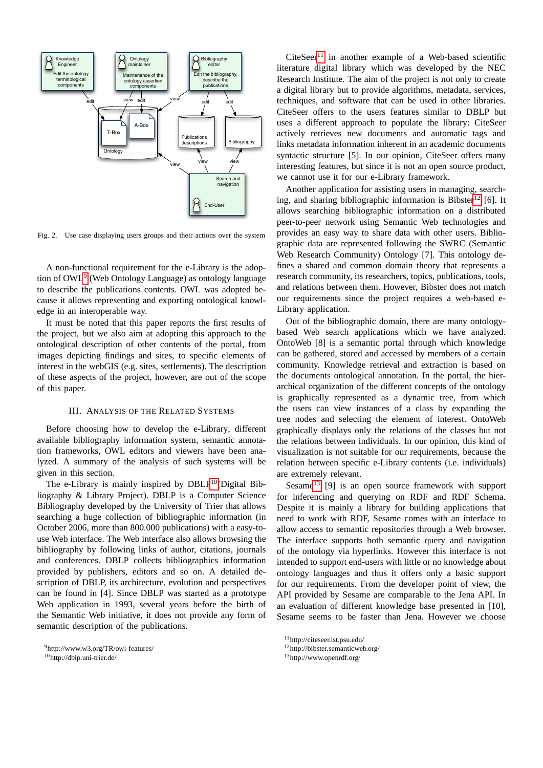Fig. 2. Use case displaying users groups and their actions over the system

A non-functional requirement for the e-Library is the adoption of OWL[9] (Web Ontology Language) as ontology language to describe the publications contents. OWL was adopted because it allows representing and exporting ontological knowledge in an interoperable way.

It must be noted that this paper reports the first results of the project, but we also aim at adopting this approach to the ontological description of other contents of the portal, from images depicting findings and sites, to specific elements of interest in the webGIS (e.g. sites, settlements). The description of these aspects of the project, however, are out of the scope of this paper.

## III. Analysis of the Related Systems

Before choosing how to develop the e-Library, different available bibliography information system, semantic annotation frameworks, OWL editors and viewers have been analyzed. A summary of the analysis of such systems will be given in this section.

The e-Library is mainly inspired by DBLP[10] (Digital Bibliography & Library Project). DBLP is a Computer Science Bibliography developed by the University of Trier that allows searching a huge collection of bibliographic information (in October 2006, more than 800.000 publications) with a easy-to-use Web interface. The Web interface also allows browsing the bibliography by following links of author, citations, journals and conferences. DBLP collects bibliographics information provided by publishers, editors and so on. A detailed description of DBLP, its architecture, evolution and perspectives can be found in [4]. Since DBLP was started as a prototype Web application in 1993, several years before the birth of the Semantic Web initiative, it does not provide any form of semantic description of the publications.

CiteSeer[11] in another example of a Web-based scientific literature digital library which was developed by the NEC Research Institute. The aim of the project is not only to create a digital library but to provide algorithms, metadata, services, techniques, and software that can be used in other libraries. CiteSeer offers to the users features similar to DBLP but uses a different approach to populate the library: CiteSeer actively retrieves new documents and automatic tags and links metadata information inherent in an academic documents syntactic structure [5]. In our opinion, CiteSeer offers many interesting features, but since it is not an open source product, we cannot use it for our e-Library framework.

Another application for assisting users in managing, searching, and sharing bibliographic information is Bibster[12] [6]. It allows searching bibliographic information on a distributed peer-to-peer network using Semantic Web technologies and provides an easy way to share data with other users. Bibliographic data are represented following the SWRC (Semantic Web Research Community) Ontology [7]. This ontology defines a shared and common domain theory that represents a research community, its researchers, topics, publications, tools, and relations between them. However, Bibster does not match our requirements since the project requires a web-based e-Library application.

Out of the bibliographic domain, there are many ontology-based Web search applications which we have analyzed. OntoWeb [8] is a semantic portal through which knowledge can be gathered, stored and accessed by members of a certain community. Knowledge retrieval and extraction is based on the documents ontological annotation. In the portal, the hierarchical organization of the different concepts of the ontology is graphically represented as a dynamic tree, from which the users can view instances of a class by expanding the tree nodes and selecting the element of interest. OntoWeb graphically displays only the relations of the classes but not the relations between individuals. In our opinion, this kind of visualization is not suitable for our requirements, because the relation between specific e-Library contents (i.e. individuals) are extremely relevant.

Sesame[13] [9] is an open source framework with support for inferencing and querying on RDF and RDF Schema. Despite it is mainly a library for building applications that need to work with RDF, Sesame comes with an interface to allow access to semantic repositories through a Web browser. The interface supports both semantic query and navigation of the ontology via hyperlinks. However this interface is not intended to support end-users with little or no knowledge about ontology languages and thus it offers only a basic support for our requirements. From the developer point of view, the API provided by Sesame are comparable to the Jena API. In an evaluation of different knowledge base presented in [10], Sesame seems to be faster than Jena. However we choose

[9] http://www.w3.org/TR/owl-features/

[10] http://dblp.uni-trier.de/

[11] http://citeseer.ist.psu.edu/

[12] http://bibster.semanticweb.org/

[13] http://www.openrdf.org/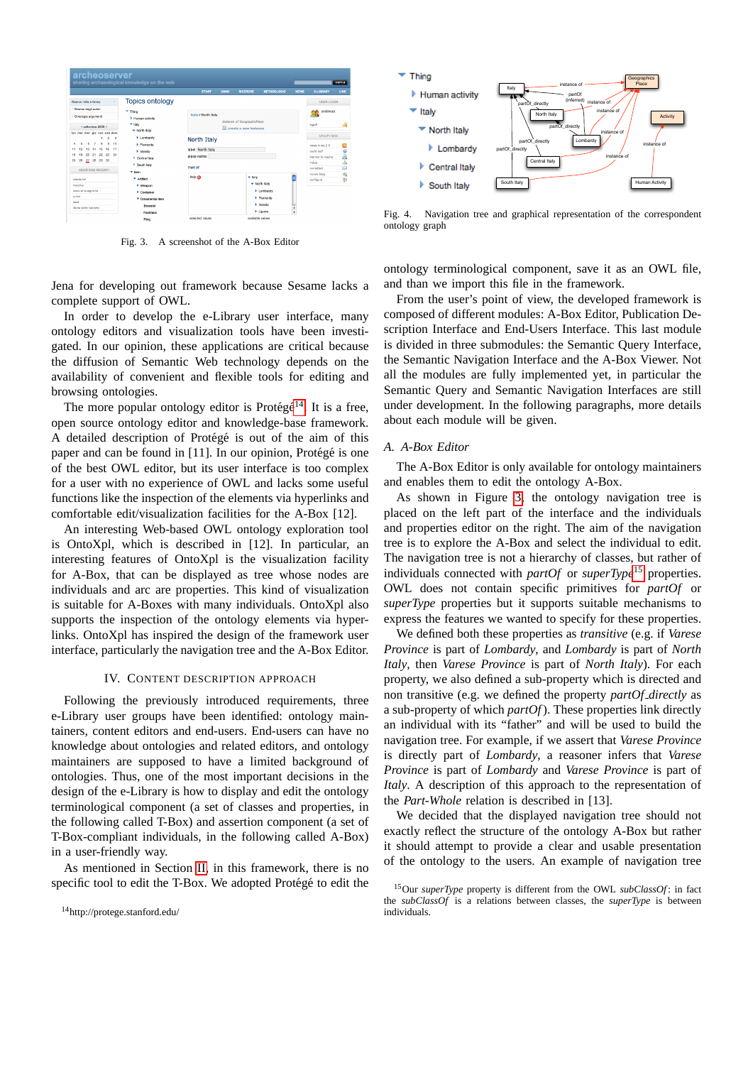Fig. 3. A screenshot of the A-Box Editor

Fig. 4. Navigation tree and graphical representation of the correspondent ontology graph

Jena for developing out framework because Sesame lacks a complete support of OWL.

In order to develop the e-Library user interface, many ontology editors and visualization tools have been investigated. In our opinion, these applications are critical because the diffusion of Semantic Web technology depends on the availability of convenient and flexible tools for editing and browsing ontologies.

The more popular ontology editor is Protégé[14]. It is a free, open source ontology editor and knowledge-base framework. A detailed description of Protégé is out of the aim of this paper and can be found in [11]. In our opinion, Protégé is one of the best OWL editor, but its user interface is too complex for a user with no experience of OWL and lacks some useful functions like the inspection of the elements via hyperlinks and comfortable edit/visualization facilities for the A-Box [12].

An interesting Web-based OWL ontology exploration tool is OntoXpl, which is described in [12]. In particular, an interesting features of OntoXpl is the visualization facility for A-Box, that can be displayed as tree whose nodes are individuals and arc are properties. This kind of visualization is suitable for A-Boxes with many individuals. OntoXpl also supports the inspection of the ontology elements via hyperlinks. OntoXpl has inspired the design of the framework user interface, particularly the navigation tree and the A-Box Editor.

## IV. Content Description Approach

Following the previously introduced requirements, three e-Library user groups have been identified: ontology maintainers, content editors and end-users. End-users can have no knowledge about ontologies and related editors, and ontology maintainers are supposed to have a limited background of ontologies. Thus, one of the most important decisions in the design of the e-Library is how to display and edit the ontology terminological component (a set of classes and properties, in the following called T-Box) and assertion component (a set of T-Box-compliant individuals, in the following called A-Box) in a user-friendly way.

As mentioned in Section II, in this framework, there is no specific tool to edit the T-Box. We adopted Protégé to edit the ontology terminological component, save it as an OWL file, and then we import this file in the framework.

From the user's point of view, the developed framework is composed of different modules: A-Box Editor, Publication Description Interface and End-Users Interface. This last module is divided in three submodules: the Semantic Query Interface, the Semantic Navigation Interface and the A-Box Viewer. Not all the modules are fully implemented yet, in particular the Semantic Query and Semantic Navigation Interfaces are still under development. In the following paragraphs, more details about each module will be given.

### A. A-Box Editor

The A-Box Editor is only available for ontology maintainers and enables them to edit the ontology A-Box.

As shown in Figure 3, the ontology navigation tree is placed on the left part of the interface and the individuals and properties editor on the right. The aim of the navigation tree is to explore the A-Box and select the individual to edit. The navigation tree is not a hierarchy of classes, but rather of individuals connected with *partOf* or *superType*[15] properties. OWL does not contain specific primitives for *partOf* or *superType* properties but it supports suitable mechanisms to express the features we wanted to specify for these properties.

We defined both these properties as *transitive* (e.g. if *Varese Province* is part of *Lombardy*, and *Lombardy* is part of *North Italy*, then *Varese Province* is part of *North Italy*). For each property, we also defined a sub-property which is directed and non transitive (e.g. we defined the property *partOf_directly* as a sub-property of which *partOf*). These properties link directly an individual with its "father" and will be used to build the navigation tree. For example, if we assert that *Varese Province* is directly part of *Lombardy*, a reasoner infers that *Varese Province* is part of *Lombardy* and *Varese Province* is part of *Italy*. A description of this approach to the representation of the *Part-Whole* relation is described in [13].

We decided that the displayed navigation tree should not exactly reflect the structure of the ontology A-Box but rather it should attempt to provide a clear and usable presentation of the ontology to the users. An example of navigation tree

[14]http://protege.stanford.edu/

[15]Our *superType* property is different from the OWL *subClassOf*: in fact the *subClassOf* is a relations between classes, the *superType* is between individuals.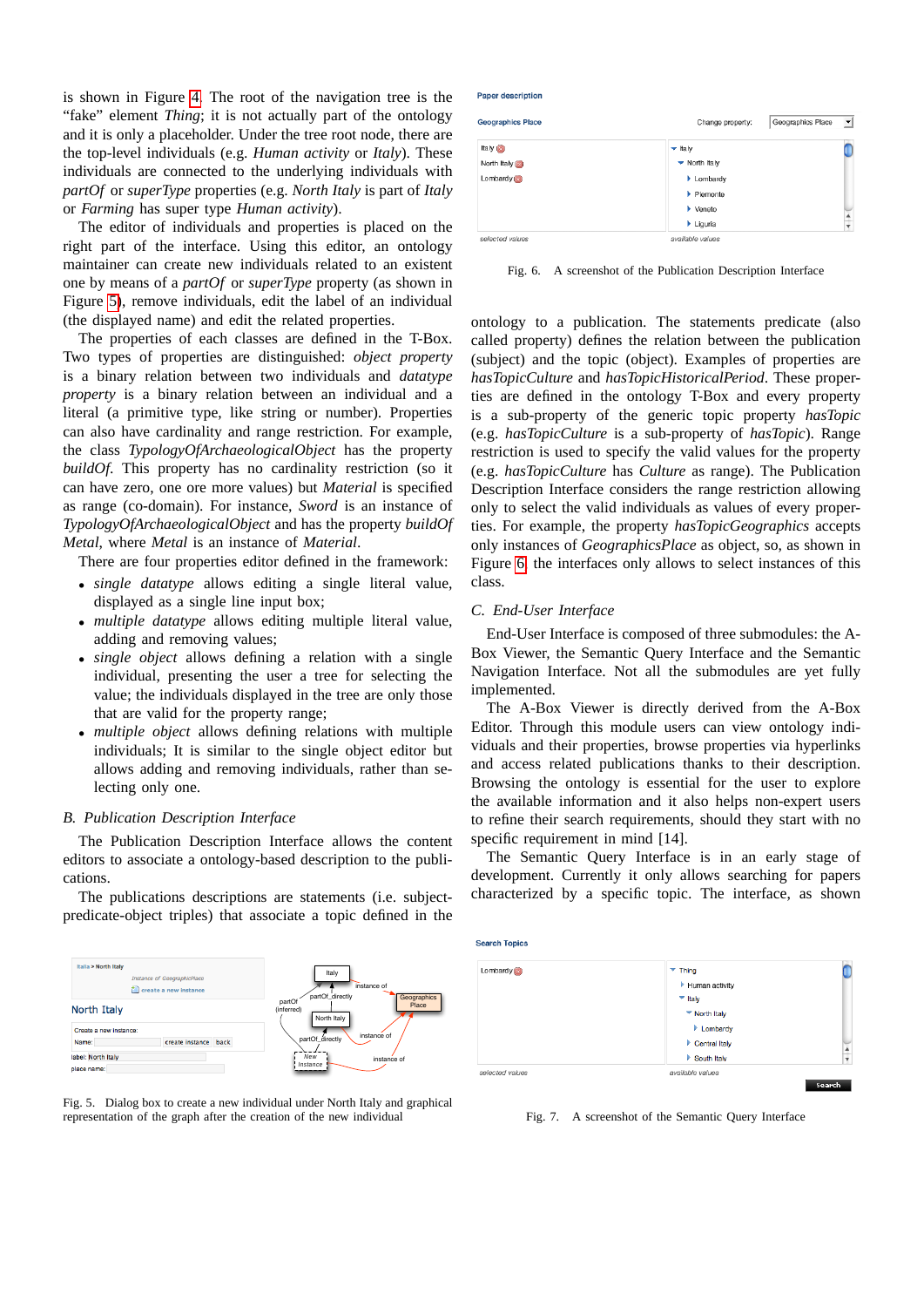is shown in Figure 4. The root of the navigation tree is the "fake" element *Thing*; it is not actually part of the ontology and it is only a placeholder. Under the tree root node, there are the top-level individuals (e.g. *Human activity* or *Italy*). These individuals are connected to the underlying individuals with *partOf* or *superType* properties (e.g. *North Italy* is part of *Italy* or *Farming* has super type *Human activity*).

The editor of individuals and properties is placed on the right part of the interface. Using this editor, an ontology maintainer can create new individuals related to an existent one by means of a *partOf* or *superType* property (as shown in Figure 5), remove individuals, edit the label of an individual (the displayed name) and edit the related properties.

The properties of each classes are defined in the T-Box. Two types of properties are distinguished: *object property* is a binary relation between two individuals and *datatype property* is a binary relation between an individual and a literal (a primitive type, like string or number). Properties can also have cardinality and range restriction. For example, the class *TypologyOfArchaeologicalObject* has the property *buildOf*. This property has no cardinality restriction (so it can have zero, one ore more values) but *Material* is specified as range (co-domain). For instance, *Sword* is an instance of *TypologyOfArchaeologicalObject* and has the property *buildOf Metal*, where *Metal* is an instance of *Material*.

There are four properties editor defined in the framework:

- *single datatype* allows editing a single literal value, displayed as a single line input box;
- *multiple datatype* allows editing multiple literal value, adding and removing values;
- *single object* allows defining a relation with a single individual, presenting the user a tree for selecting the value; the individuals displayed in the tree are only those that are valid for the property range;
- *multiple object* allows defining relations with multiple individuals; It is similar to the single object editor but allows adding and removing individuals, rather than selecting only one.

## B. Publication Description Interface

The Publication Description Interface allows the content editors to associate a ontology-based description to the publications.

The publications descriptions are statements (i.e. subject-predicate-object triples) that associate a topic defined in the ontology to a publication. The statements predicate (also called property) defines the relation between the publication (subject) and the topic (object). Examples of properties are *hasTopicCulture* and *hasTopicHistoricalPeriod*. These properties are defined in the ontology T-Box and every property is a sub-property of the generic topic property *hasTopic* (e.g. *hasTopicCulture* is a sub-property of *hasTopic*). Range restriction is used to specify the valid values for the property (e.g. *hasTopicCulture* has *Culture* as range). The Publication Description Interface considers the range restriction allowing only to select the valid individuals as values of every properties. For example, the property *hasTopicGeographics* accepts only instances of *GeographicsPlace* as object, so, as shown in Figure 6, the interfaces only allows to select instances of this class.

Fig. 5. Dialog box to create a new individual under North Italy and graphical representation of the graph after the creation of the new individual

Fig. 6. A screenshot of the Publication Description Interface

## C. End-User Interface

End-User Interface is composed of three submodules: the A-Box Viewer, the Semantic Query Interface and the Semantic Navigation Interface. Not all the submodules are yet fully implemented.

The A-Box Viewer is directly derived from the A-Box Editor. Through this module users can view ontology individuals and their properties, browse properties via hyperlinks and access related publications thanks to their description. Browsing the ontology is essential for the user to explore the available information and it also helps non-expert users to refine their search requirements, should they start with no specific requirement in mind [14].

The Semantic Query Interface is in an early stage of development. Currently it only allows searching for papers characterized by a specific topic. The interface, as shown

Fig. 7. A screenshot of the Semantic Query Interface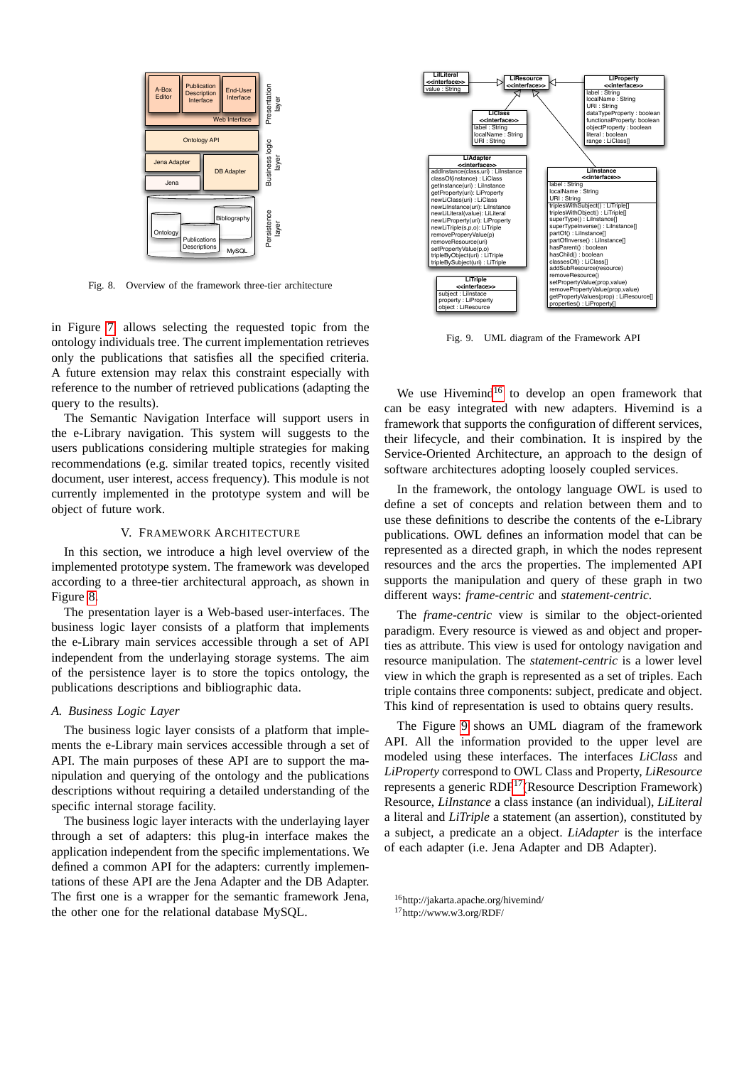Fig. 8. Overview of the framework three-tier architecture

in Figure 7 allows selecting the requested topic from the ontology individuals tree. The current implementation retrieves only the publications that satisfies all the specified criteria. A future extension may relax this constraint especially with reference to the number of retrieved publications (adapting the query to the results).

The Semantic Navigation Interface will support users in the e-Library navigation. This system will suggests to the users publications considering multiple strategies for making recommendations (e.g. similar treated topics, recently visited document, user interest, access frequency). This module is not currently implemented in the prototype system and will be object of future work.

## V. Framework Architecture

In this section, we introduce a high level overview of the implemented prototype system. The framework was developed according to a three-tier architectural approach, as shown in Figure 8.

The presentation layer is a Web-based user-interfaces. The business logic layer consists of a platform that implements the e-Library main services accessible through a set of API independent from the underlaying storage systems. The aim of the persistence layer is to store the topics ontology, the publications descriptions and bibliographic data.

### A. Business Logic Layer

The business logic layer consists of a platform that implements the e-Library main services accessible through a set of API. The main purposes of these API are to support the manipulation and querying of the ontology and the publications descriptions without requiring a detailed understanding of the specific internal storage facility.

The business logic layer interacts with the underlaying layer through a set of adapters: this plug-in interface makes the application independent from the specific implementations. We defined a common API for the adapters: currently implementations of these API are the Jena Adapter and the DB Adapter. The first one is a wrapper for the semantic framework Jena, the other one for the relational database MySQL.

Fig. 9. UML diagram of the Framework API

We use Hivemind[16] to develop an open framework that can be easy integrated with new adapters. Hivemind is a framework that supports the configuration of different services, their lifecycle, and their combination. It is inspired by the Service-Oriented Architecture, an approach to the design of software architectures adopting loosely coupled services.

In the framework, the ontology language OWL is used to define a set of concepts and relation between them and to use these definitions to describe the contents of the e-Library publications. OWL defines an information model that can be represented as a directed graph, in which the nodes represent resources and the arcs the properties. The implemented API supports the manipulation and query of these graph in two different ways: *frame-centric* and *statement-centric*.

The *frame-centric* view is similar to the object-oriented paradigm. Every resource is viewed as and object and properties as attribute. This view is used for ontology navigation and resource manipulation. The *statement-centric* is a lower level view in which the graph is represented as a set of triples. Each triple contains three components: subject, predicate and object. This kind of representation is used to obtains query results.

The Figure 9 shows an UML diagram of the framework API. All the information provided to the upper level are modeled using these interfaces. The interfaces *LiClass* and *LiProperty* correspond to OWL Class and Property, *LiResource* represents a generic RDF[17] (Resource Description Framework) Resource, *LiInstance* a class instance (an individual), *LiLiteral* a literal and *LiTriple* a statement (an assertion), constituted by a subject, a predicate an a object. *LiAdapter* is the interface of each adapter (i.e. Jena Adapter and DB Adapter).

[16] http://jakarta.apache.org/hivemind/

[17] http://www.w3.org/RDF/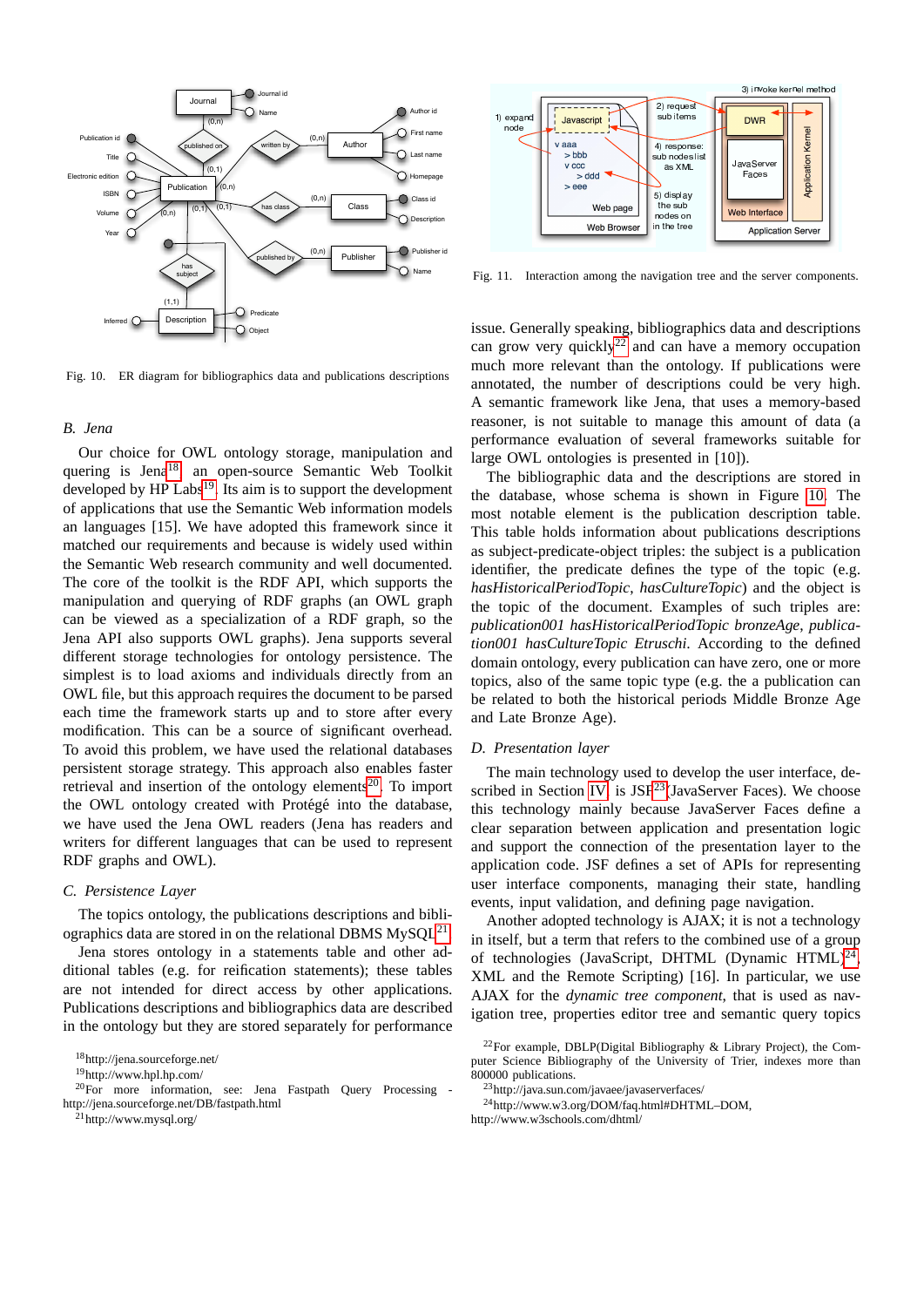Fig. 10. ER diagram for bibliographics data and publications descriptions

### B. Jena

Our choice for OWL ontology storage, manipulation and quering is Jena[18], an open-source Semantic Web Toolkit developed by HP Labs[19]. Its aim is to support the development of applications that use the Semantic Web information models an languages [15]. We have adopted this framework since it matched our requirements and because is widely used within the Semantic Web research community and well documented. The core of the toolkit is the RDF API, which supports the manipulation and querying of RDF graphs (an OWL graph can be viewed as a specialization of a RDF graph, so the Jena API also supports OWL graphs). Jena supports several different storage technologies for ontology persistence. The simplest is to load axioms and individuals directly from an OWL file, but this approach requires the document to be parsed each time the framework starts up and to store after every modification. This can be a source of significant overhead. To avoid this problem, we have used the relational databases persistent storage strategy. This approach also enables faster retrieval and insertion of the ontology elements[20]. To import the OWL ontology created with Protégé into the database, we have used the Jena OWL readers (Jena has readers and writers for different languages that can be used to represent RDF graphs and OWL).

### C. Persistence Layer

The topics ontology, the publications descriptions and bibliographics data are stored in on the relational DBMS MySQL[21].

Jena stores ontology in a statements table and other additional tables (e.g. for reification statements); these tables are not intended for direct access by other applications. Publications descriptions and bibliographics data are described in the ontology but they are stored separately for performance issue. Generally speaking, bibliographics data and descriptions can grow very quickly[22] and can have a memory occupation much more relevant than the ontology. If publications were annotated, the number of descriptions could be very high. A semantic framework like Jena, that uses a memory-based reasoner, is not suitable to manage this amount of data (a performance evaluation of several frameworks suitable for large OWL ontologies is presented in [10]).

The bibliographic data and the descriptions are stored in the database, whose schema is shown in Figure 10. The most notable element is the publication description table. This table holds information about publications descriptions as subject-predicate-object triples: the subject is a publication identifier, the predicate defines the type of the topic (e.g. *hasHistoricalPeriodTopic*, *hasCultureTopic*) and the object is the topic of the document. Examples of such triples are: *publication001 hasHistoricalPeriodTopic bronzeAge*, *publication001 hasCultureTopic Etruschi*. According to the defined domain ontology, every publication can have zero, one or more topics, also of the same topic type (e.g. the a publication can be related to both the historical periods Middle Bronze Age and Late Bronze Age).

### D. Presentation layer

The main technology used to develop the user interface, described in Section IV, is JSF[23](JavaServer Faces). We choose this technology mainly because JavaServer Faces define a clear separation between application and presentation logic and support the connection of the presentation layer to the application code. JSF defines a set of APIs for representing user interface components, managing their state, handling events, input validation, and defining page navigation.

Another adopted technology is AJAX; it is not a technology in itself, but a term that refers to the combined use of a group of technologies (JavaScript, DHTML (Dynamic HTML)[24], XML and the Remote Scripting) [16]. In particular, we use AJAX for the *dynamic tree component*, that is used as navigation tree, properties editor tree and semantic query topics

Fig. 11. Interaction among the navigation tree and the server components.

[18] http://jena.sourceforge.net/

[19] http://www.hpl.hp.com/

[20] For more information, see: Jena Fastpath Query Processing - http://jena.sourceforge.net/DB/fastpath.html

[21] http://www.mysql.org/

[22] For example, DBLP(Digital Bibliography & Library Project), the Computer Science Bibliography of the University of Trier, indexes more than 800000 publications.

[23] http://java.sun.com/javaee/javaserverfaces/

[24] http://www.w3.org/DOM/faq.html#DHTML–DOM, http://www.w3schools.com/dhtml/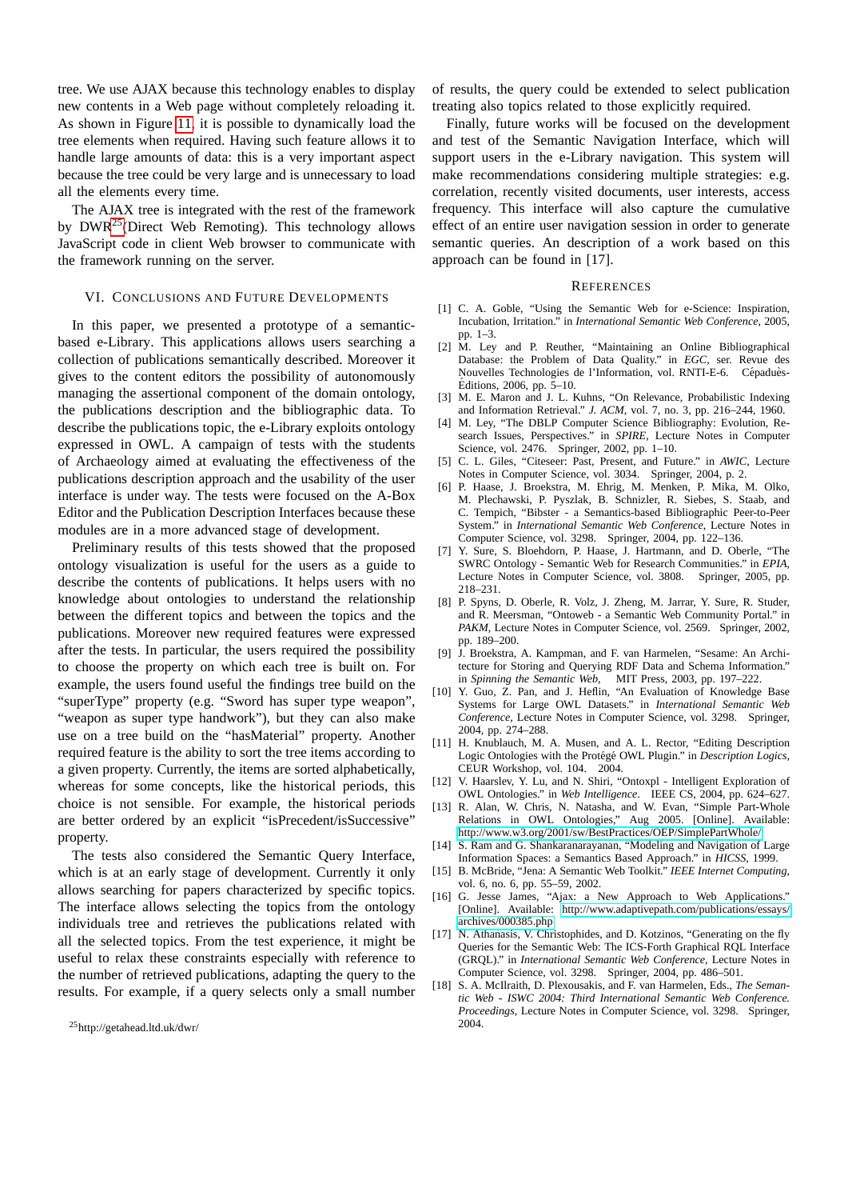tree. We use AJAX because this technology enables to display new contents in a Web page without completely reloading it. As shown in Figure 11, it is possible to dynamically load the tree elements when required. Having such feature allows it to handle large amounts of data: this is a very important aspect because the tree could be very large and is unnecessary to load all the elements every time.

The AJAX tree is integrated with the rest of the framework by DWR[25](Direct Web Remoting). This technology allows JavaScript code in client Web browser to communicate with the framework running on the server.

## VI. Conclusions and Future Developments

In this paper, we presented a prototype of a semantic-based e-Library. This applications allows users searching a collection of publications semantically described. Moreover it gives to the content editors the possibility of autonomously managing the assertional component of the domain ontology, the publications description and the bibliographic data. To describe the publications topic, the e-Library exploits ontology expressed in OWL. A campaign of tests with the students of Archaeology aimed at evaluating the effectiveness of the publications description approach and the usability of the user interface is under way. The tests were focused on the A-Box Editor and the Publication Description Interfaces because these modules are in a more advanced stage of development.

Preliminary results of this tests showed that the proposed ontology visualization is useful for the users as a guide to describe the contents of publications. It helps users with no knowledge about ontologies to understand the relationship between the different topics and between the topics and the publications. Moreover new required features were expressed after the tests. In particular, the users required the possibility to choose the property on which each tree is built on. For example, the users found useful the findings tree build on the "superType" property (e.g. "Sword has super type weapon", "weapon as super type handwork"), but they can also make use on a tree build on the "hasMaterial" property. Another required feature is the ability to sort the tree items according to a given property. Currently, the items are sorted alphabetically, whereas for some concepts, like the historical periods, this choice is not sensible. For example, the historical periods are better ordered by an explicit "isPrecedent/isSuccessive" property.

The tests also considered the Semantic Query Interface, which is at an early stage of development. Currently it only allows searching for papers characterized by specific topics. The interface allows selecting the topics from the ontology individuals tree and retrieves the publications related with all the selected topics. From the test experience, it might be useful to relax these constraints especially with reference to the number of retrieved publications, adapting the query to the results. For example, if a query selects only a small number of results, the query could be extended to select publication treating also topics related to those explicitly required.

Finally, future works will be focused on the development and test of the Semantic Navigation Interface, which will support users in the e-Library navigation. This system will make recommendations considering multiple strategies: e.g. correlation, recently visited documents, user interests, access frequency. This interface will also capture the cumulative effect of an entire user navigation session in order to generate semantic queries. An description of a work based on this approach can be found in [17].

[25]http://getahead.ltd.uk/dwr/

## References

[1] C. A. Goble, "Using the Semantic Web for e-Science: Inspiration, Incubation, Irritation." in *International Semantic Web Conference*, 2005, pp. 1–3.

[2] M. Ley and P. Reuther, "Maintaining an Online Bibliographical Database: the Problem of Data Quality." in *EGC*, ser. Revue des Nouvelles Technologies de l'Information, vol. RNTI-E-6. Cépaduès-Éditions, 2006, pp. 5–10.

[3] M. E. Maron and J. L. Kuhns, "On Relevance, Probabilistic Indexing and Information Retrieval." *J. ACM*, vol. 7, no. 3, pp. 216–244, 1960.

[4] M. Ley, "The DBLP Computer Science Bibliography: Evolution, Research Issues, Perspectives." in *SPIRE*, Lecture Notes in Computer Science, vol. 2476. Springer, 2002, pp. 1–10.

[5] C. L. Giles, "Citeseer: Past, Present, and Future." in *AWIC*, Lecture Notes in Computer Science, vol. 3034. Springer, 2004, p. 2.

[6] P. Haase, J. Broekstra, M. Ehrig, M. Menken, P. Mika, M. Olko, M. Plechawski, P. Pyszlak, B. Schnizler, R. Siebes, S. Staab, and C. Tempich, "Bibster - a Semantics-based Bibliographic Peer-to-Peer System." in *International Semantic Web Conference*, Lecture Notes in Computer Science, vol. 3298. Springer, 2004, pp. 122–136.

[7] Y. Sure, S. Bloehdorn, P. Haase, J. Hartmann, and D. Oberle, "The SWRC Ontology - Semantic Web for Research Communities." in *EPIA*, Lecture Notes in Computer Science, vol. 3808. Springer, 2005, pp. 218–231.

[8] P. Spyns, D. Oberle, R. Volz, J. Zheng, M. Jarrar, Y. Sure, R. Studer, and R. Meersman, "Ontoweb - a Semantic Web Community Portal." in *PAKM*, Lecture Notes in Computer Science, vol. 2569. Springer, 2002, pp. 189–200.

[9] J. Broekstra, A. Kampman, and F. van Harmelen, "Sesame: An Architecture for Storing and Querying RDF Data and Schema Information." in *Spinning the Semantic Web*, MIT Press, 2003, pp. 197–222.

[10] Y. Guo, Z. Pan, and J. Heflin, "An Evaluation of Knowledge Base Systems for Large OWL Datasets." in *International Semantic Web Conference*, Lecture Notes in Computer Science, vol. 3298. Springer, 2004, pp. 274–288.

[11] H. Knublauch, M. A. Musen, and A. L. Rector, "Editing Description Logic Ontologies with the Protégé OWL Plugin." in *Description Logics*, CEUR Workshop, vol. 104. 2004.

[12] V. Haarslev, Y. Lu, and N. Shiri, "Ontoxpl - Intelligent Exploration of OWL Ontologies." in *Web Intelligence*. IEEE CS, 2004, pp. 624–627.

[13] R. Alan, W. Chris, N. Natasha, and W. Evan, "Simple Part-Whole Relations in OWL Ontologies," Aug 2005. [Online]. Available: http://www.w3.org/2001/sw/BestPractices/OEP/SimplePartWhole/

[14] S. Ram and G. Shankaranarayanan, "Modeling and Navigation of Large Information Spaces: a Semantics Based Approach." in *HICSS*, 1999.

[15] B. McBride, "Jena: A Semantic Web Toolkit." *IEEE Internet Computing*, vol. 6, no. 6, pp. 55–59, 2002.

[16] G. Jesse James, "Ajax: a New Approach to Web Applications." [Online]. Available: http://www.adaptivepath.com/publications/essays/archives/000385.php

[17] N. Athanasis, V. Christophides, and D. Kotzinos, "Generating on the fly Queries for the Semantic Web: The ICS-Forth Graphical RQL Interface (GRQL)." in *International Semantic Web Conference*, Lecture Notes in Computer Science, vol. 3298. Springer, 2004, pp. 486–501.

[18] S. A. McIlraith, D. Plexousakis, and F. van Harmelen, Eds., *The Semantic Web - ISWC 2004: Third International Semantic Web Conference. Proceedings*, Lecture Notes in Computer Science, vol. 3298. Springer, 2004.